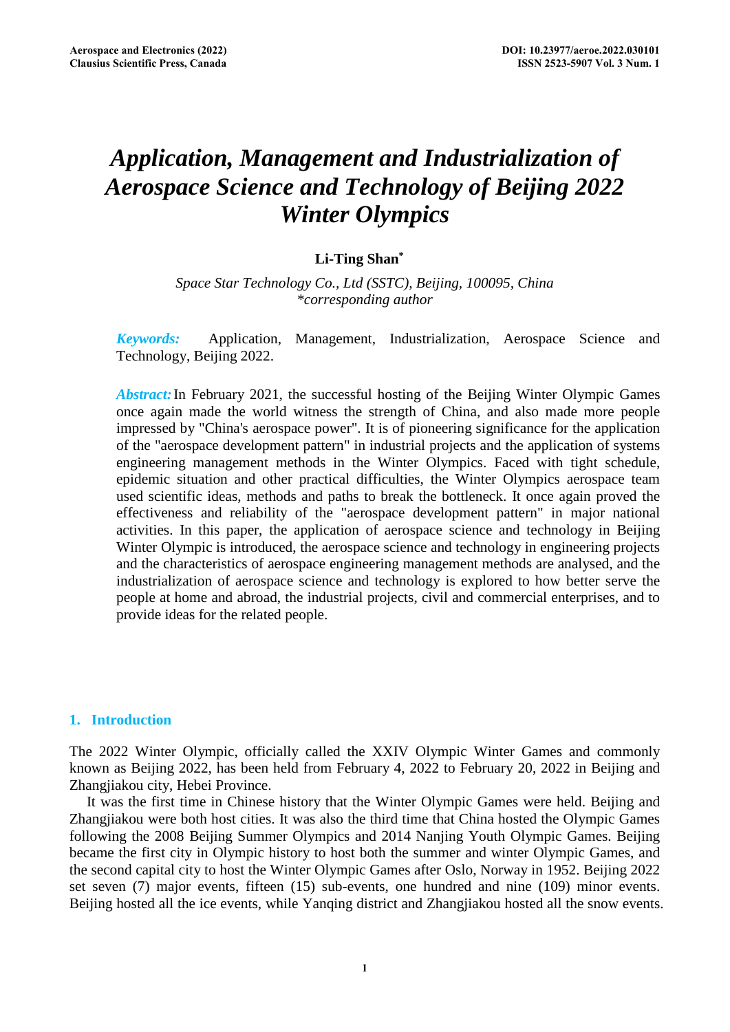# *Application, Management and Industrialization of Aerospace Science and Technology of Beijing 2022 Winter Olympics*

**Li-Ting Shan***

*Space Star Technology Co., Ltd (SSTC), Beijing, 100095, China*
*\*corresponding author*

***Keywords:*** Application, Management, Industrialization, Aerospace Science and Technology, Beijing 2022.

***Abstract:*** In February 2021, the successful hosting of the Beijing Winter Olympic Games once again made the world witness the strength of China, and also made more people impressed by "China's aerospace power". It is of pioneering significance for the application of the "aerospace development pattern" in industrial projects and the application of systems engineering management methods in the Winter Olympics. Faced with tight schedule, epidemic situation and other practical difficulties, the Winter Olympics aerospace team used scientific ideas, methods and paths to break the bottleneck. It once again proved the effectiveness and reliability of the "aerospace development pattern" in major national activities. In this paper, the application of aerospace science and technology in Beijing Winter Olympic is introduced, the aerospace science and technology in engineering projects and the characteristics of aerospace engineering management methods are analysed, and the industrialization of aerospace science and technology is explored to how better serve the people at home and abroad, the industrial projects, civil and commercial enterprises, and to provide ideas for the related people.

## 1. Introduction

The 2022 Winter Olympic, officially called the XXIV Olympic Winter Games and commonly known as Beijing 2022, has been held from February 4, 2022 to February 20, 2022 in Beijing and Zhangjiakou city, Hebei Province.

It was the first time in Chinese history that the Winter Olympic Games were held. Beijing and Zhangjiakou were both host cities. It was also the third time that China hosted the Olympic Games following the 2008 Beijing Summer Olympics and 2014 Nanjing Youth Olympic Games. Beijing became the first city in Olympic history to host both the summer and winter Olympic Games, and the second capital city to host the Winter Olympic Games after Oslo, Norway in 1952. Beijing 2022 set seven (7) major events, fifteen (15) sub-events, one hundred and nine (109) minor events. Beijing hosted all the ice events, while Yanqing district and Zhangjiakou hosted all the snow events.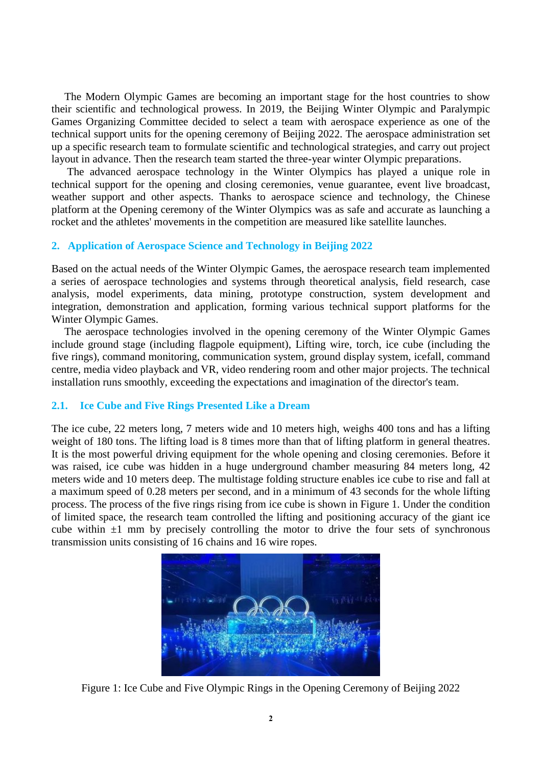The Modern Olympic Games are becoming an important stage for the host countries to show their scientific and technological prowess. In 2019, the Beijing Winter Olympic and Paralympic Games Organizing Committee decided to select a team with aerospace experience as one of the technical support units for the opening ceremony of Beijing 2022. The aerospace administration set up a specific research team to formulate scientific and technological strategies, and carry out project layout in advance. Then the research team started the three-year winter Olympic preparations.

The advanced aerospace technology in the Winter Olympics has played a unique role in technical support for the opening and closing ceremonies, venue guarantee, event live broadcast, weather support and other aspects. Thanks to aerospace science and technology, the Chinese platform at the Opening ceremony of the Winter Olympics was as safe and accurate as launching a rocket and the athletes' movements in the competition are measured like satellite launches.

## 2. Application of Aerospace Science and Technology in Beijing 2022

Based on the actual needs of the Winter Olympic Games, the aerospace research team implemented a series of aerospace technologies and systems through theoretical analysis, field research, case analysis, model experiments, data mining, prototype construction, system development and integration, demonstration and application, forming various technical support platforms for the Winter Olympic Games.

The aerospace technologies involved in the opening ceremony of the Winter Olympic Games include ground stage (including flagpole equipment), Lifting wire, torch, ice cube (including the five rings), command monitoring, communication system, ground display system, icefall, command centre, media video playback and VR, video rendering room and other major projects. The technical installation runs smoothly, exceeding the expectations and imagination of the director's team.

### 2.1. Ice Cube and Five Rings Presented Like a Dream

The ice cube, 22 meters long, 7 meters wide and 10 meters high, weighs 400 tons and has a lifting weight of 180 tons. The lifting load is 8 times more than that of lifting platform in general theatres. It is the most powerful driving equipment for the whole opening and closing ceremonies. Before it was raised, ice cube was hidden in a huge underground chamber measuring 84 meters long, 42 meters wide and 10 meters deep. The multistage folding structure enables ice cube to rise and fall at a maximum speed of 0.28 meters per second, and in a minimum of 43 seconds for the whole lifting process. The process of the five rings rising from ice cube is shown in Figure 1. Under the condition of limited space, the research team controlled the lifting and positioning accuracy of the giant ice cube within ±1 mm by precisely controlling the motor to drive the four sets of synchronous transmission units consisting of 16 chains and 16 wire ropes.

Figure 1: Ice Cube and Five Olympic Rings in the Opening Ceremony of Beijing 2022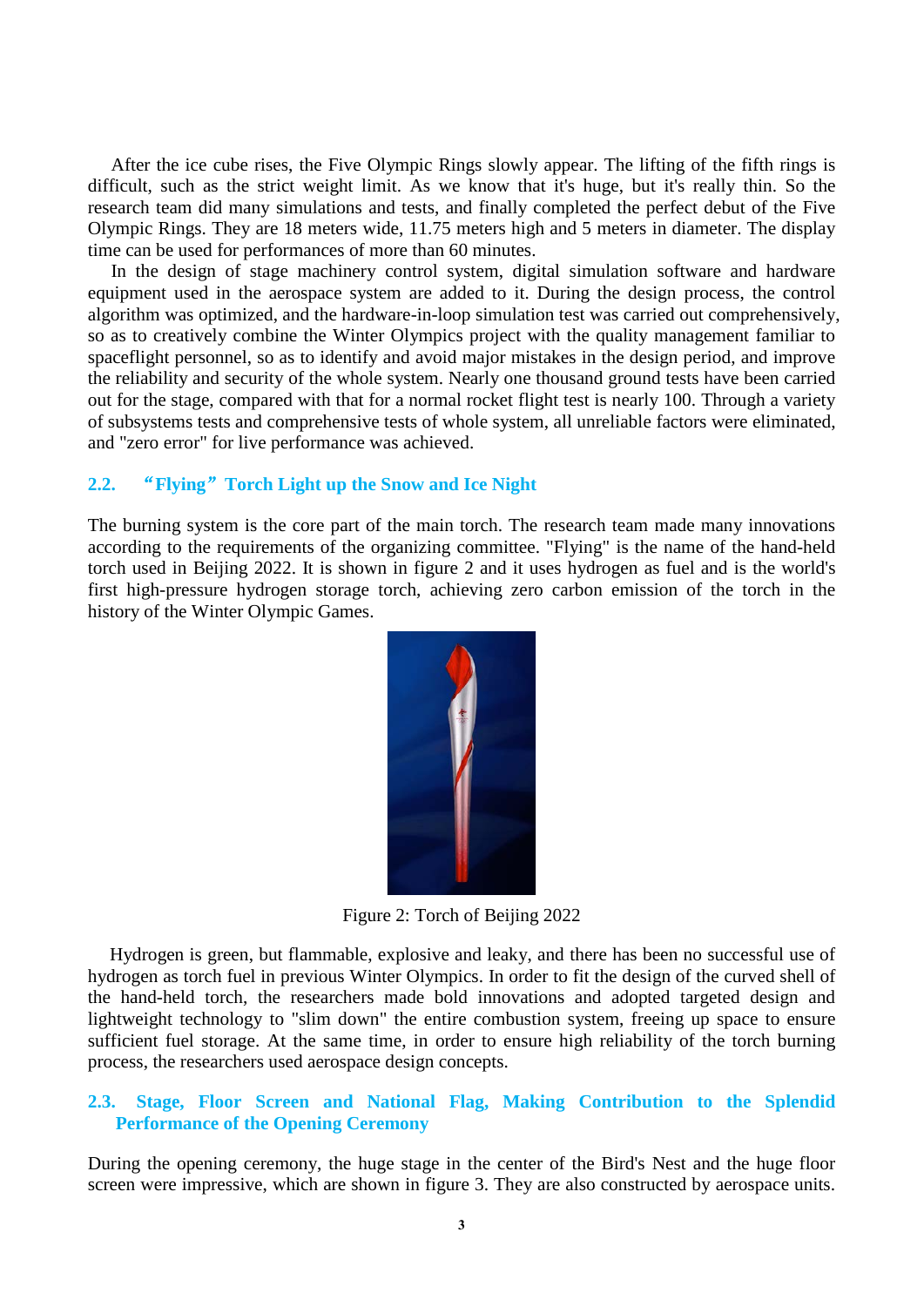After the ice cube rises, the Five Olympic Rings slowly appear. The lifting of the fifth rings is difficult, such as the strict weight limit. As we know that it's huge, but it's really thin. So the research team did many simulations and tests, and finally completed the perfect debut of the Five Olympic Rings. They are 18 meters wide, 11.75 meters high and 5 meters in diameter. The display time can be used for performances of more than 60 minutes.

In the design of stage machinery control system, digital simulation software and hardware equipment used in the aerospace system are added to it. During the design process, the control algorithm was optimized, and the hardware-in-loop simulation test was carried out comprehensively, so as to creatively combine the Winter Olympics project with the quality management familiar to spaceflight personnel, so as to identify and avoid major mistakes in the design period, and improve the reliability and security of the whole system. Nearly one thousand ground tests have been carried out for the stage, compared with that for a normal rocket flight test is nearly 100. Through a variety of subsystems tests and comprehensive tests of whole system, all unreliable factors were eliminated, and "zero error" for live performance was achieved.

### 2.2. “Flying” Torch Light up the Snow and Ice Night

The burning system is the core part of the main torch. The research team made many innovations according to the requirements of the organizing committee. "Flying" is the name of the hand-held torch used in Beijing 2022. It is shown in figure 2 and it uses hydrogen as fuel and is the world's first high-pressure hydrogen storage torch, achieving zero carbon emission of the torch in the history of the Winter Olympic Games.

Figure 2: Torch of Beijing 2022

Hydrogen is green, but flammable, explosive and leaky, and there has been no successful use of hydrogen as torch fuel in previous Winter Olympics. In order to fit the design of the curved shell of the hand-held torch, the researchers made bold innovations and adopted targeted design and lightweight technology to "slim down" the entire combustion system, freeing up space to ensure sufficient fuel storage. At the same time, in order to ensure high reliability of the torch burning process, the researchers used aerospace design concepts.

### 2.3. Stage, Floor Screen and National Flag, Making Contribution to the Splendid Performance of the Opening Ceremony

During the opening ceremony, the huge stage in the center of the Bird's Nest and the huge floor screen were impressive, which are shown in figure 3. They are also constructed by aerospace units.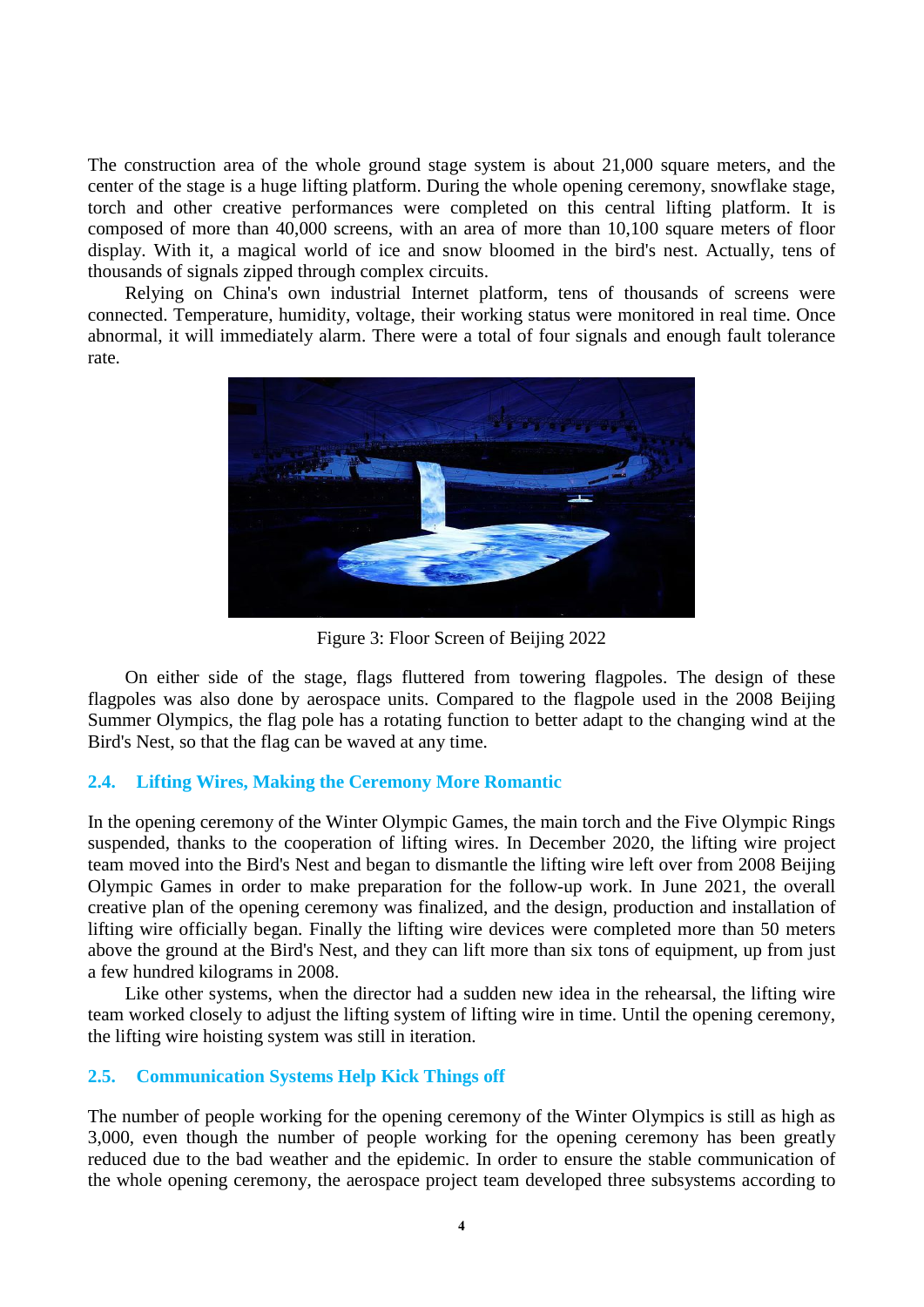The construction area of the whole ground stage system is about 21,000 square meters, and the center of the stage is a huge lifting platform. During the whole opening ceremony, snowflake stage, torch and other creative performances were completed on this central lifting platform. It is composed of more than 40,000 screens, with an area of more than 10,100 square meters of floor display. With it, a magical world of ice and snow bloomed in the bird's nest. Actually, tens of thousands of signals zipped through complex circuits.

Relying on China's own industrial Internet platform, tens of thousands of screens were connected. Temperature, humidity, voltage, their working status were monitored in real time. Once abnormal, it will immediately alarm. There were a total of four signals and enough fault tolerance rate.

Figure 3: Floor Screen of Beijing 2022

On either side of the stage, flags fluttered from towering flagpoles. The design of these flagpoles was also done by aerospace units. Compared to the flagpole used in the 2008 Beijing Summer Olympics, the flag pole has a rotating function to better adapt to the changing wind at the Bird's Nest, so that the flag can be waved at any time.

### 2.4. Lifting Wires, Making the Ceremony More Romantic

In the opening ceremony of the Winter Olympic Games, the main torch and the Five Olympic Rings suspended, thanks to the cooperation of lifting wires. In December 2020, the lifting wire project team moved into the Bird's Nest and began to dismantle the lifting wire left over from 2008 Beijing Olympic Games in order to make preparation for the follow-up work. In June 2021, the overall creative plan of the opening ceremony was finalized, and the design, production and installation of lifting wire officially began. Finally the lifting wire devices were completed more than 50 meters above the ground at the Bird's Nest, and they can lift more than six tons of equipment, up from just a few hundred kilograms in 2008.

Like other systems, when the director had a sudden new idea in the rehearsal, the lifting wire team worked closely to adjust the lifting system of lifting wire in time. Until the opening ceremony, the lifting wire hoisting system was still in iteration.

### 2.5. Communication Systems Help Kick Things off

The number of people working for the opening ceremony of the Winter Olympics is still as high as 3,000, even though the number of people working for the opening ceremony has been greatly reduced due to the bad weather and the epidemic. In order to ensure the stable communication of the whole opening ceremony, the aerospace project team developed three subsystems according to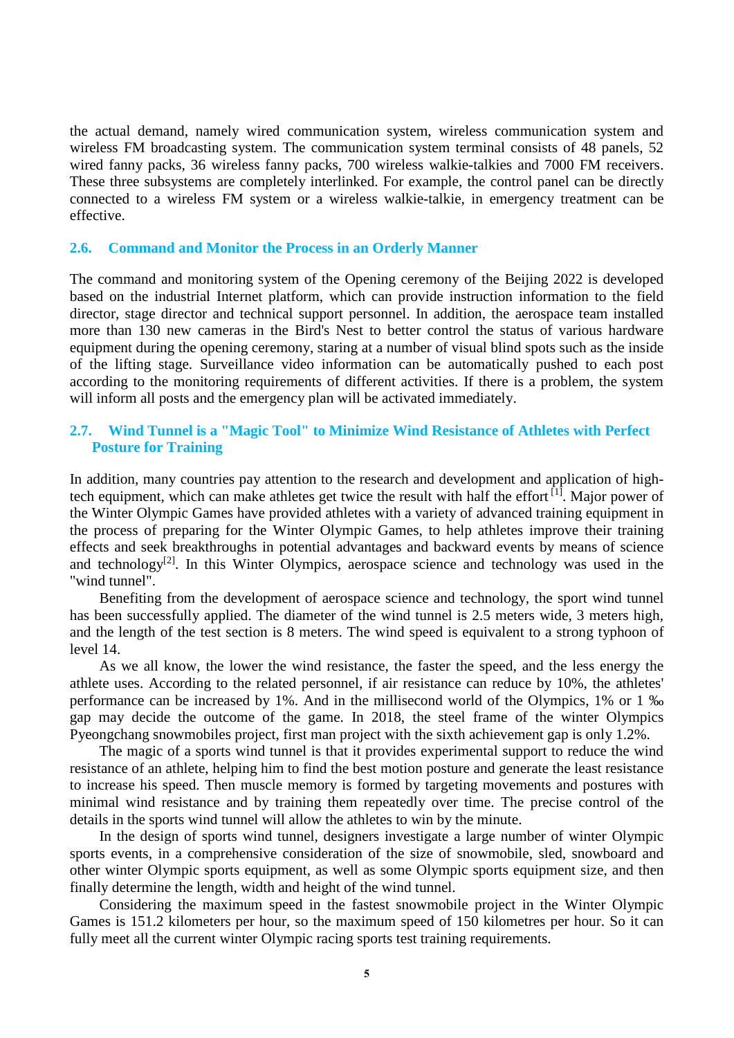the actual demand, namely wired communication system, wireless communication system and wireless FM broadcasting system. The communication system terminal consists of 48 panels, 52 wired fanny packs, 36 wireless fanny packs, 700 wireless walkie-talkies and 7000 FM receivers. These three subsystems are completely interlinked. For example, the control panel can be directly connected to a wireless FM system or a wireless walkie-talkie, in emergency treatment can be effective.

## 2.6. Command and Monitor the Process in an Orderly Manner

The command and monitoring system of the Opening ceremony of the Beijing 2022 is developed based on the industrial Internet platform, which can provide instruction information to the field director, stage director and technical support personnel. In addition, the aerospace team installed more than 130 new cameras in the Bird's Nest to better control the status of various hardware equipment during the opening ceremony, staring at a number of visual blind spots such as the inside of the lifting stage. Surveillance video information can be automatically pushed to each post according to the monitoring requirements of different activities. If there is a problem, the system will inform all posts and the emergency plan will be activated immediately.

## 2.7. Wind Tunnel is a "Magic Tool" to Minimize Wind Resistance of Athletes with Perfect Posture for Training

In addition, many countries pay attention to the research and development and application of high-tech equipment, which can make athletes get twice the result with half the effort [1]. Major power of the Winter Olympic Games have provided athletes with a variety of advanced training equipment in the process of preparing for the Winter Olympic Games, to help athletes improve their training effects and seek breakthroughs in potential advantages and backward events by means of science and technology[2]. In this Winter Olympics, aerospace science and technology was used in the "wind tunnel".

Benefiting from the development of aerospace science and technology, the sport wind tunnel has been successfully applied. The diameter of the wind tunnel is 2.5 meters wide, 3 meters high, and the length of the test section is 8 meters. The wind speed is equivalent to a strong typhoon of level 14.

As we all know, the lower the wind resistance, the faster the speed, and the less energy the athlete uses. According to the related personnel, if air resistance can reduce by 10%, the athletes' performance can be increased by 1%. And in the millisecond world of the Olympics, 1% or 1 ‰ gap may decide the outcome of the game. In 2018, the steel frame of the winter Olympics Pyeongchang snowmobiles project, first man project with the sixth achievement gap is only 1.2%.

The magic of a sports wind tunnel is that it provides experimental support to reduce the wind resistance of an athlete, helping him to find the best motion posture and generate the least resistance to increase his speed. Then muscle memory is formed by targeting movements and postures with minimal wind resistance and by training them repeatedly over time. The precise control of the details in the sports wind tunnel will allow the athletes to win by the minute.

In the design of sports wind tunnel, designers investigate a large number of winter Olympic sports events, in a comprehensive consideration of the size of snowmobile, sled, snowboard and other winter Olympic sports equipment, as well as some Olympic sports equipment size, and then finally determine the length, width and height of the wind tunnel.

Considering the maximum speed in the fastest snowmobile project in the Winter Olympic Games is 151.2 kilometers per hour, so the maximum speed of 150 kilometres per hour. So it can fully meet all the current winter Olympic racing sports test training requirements.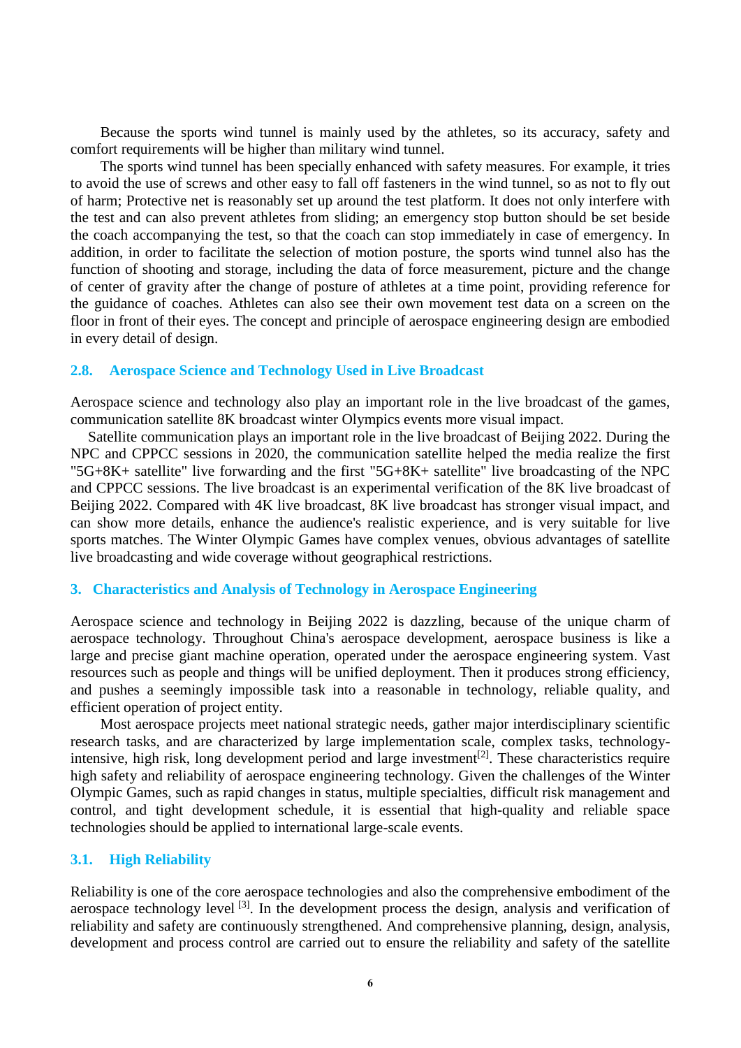Because the sports wind tunnel is mainly used by the athletes, so its accuracy, safety and comfort requirements will be higher than military wind tunnel.

The sports wind tunnel has been specially enhanced with safety measures. For example, it tries to avoid the use of screws and other easy to fall off fasteners in the wind tunnel, so as not to fly out of harm; Protective net is reasonably set up around the test platform. It does not only interfere with the test and can also prevent athletes from sliding; an emergency stop button should be set beside the coach accompanying the test, so that the coach can stop immediately in case of emergency. In addition, in order to facilitate the selection of motion posture, the sports wind tunnel also has the function of shooting and storage, including the data of force measurement, picture and the change of center of gravity after the change of posture of athletes at a time point, providing reference for the guidance of coaches. Athletes can also see their own movement test data on a screen on the floor in front of their eyes. The concept and principle of aerospace engineering design are embodied in every detail of design.

### 2.8. Aerospace Science and Technology Used in Live Broadcast

Aerospace science and technology also play an important role in the live broadcast of the games, communication satellite 8K broadcast winter Olympics events more visual impact.

Satellite communication plays an important role in the live broadcast of Beijing 2022. During the NPC and CPPCC sessions in 2020, the communication satellite helped the media realize the first "5G+8K+ satellite" live forwarding and the first "5G+8K+ satellite" live broadcasting of the NPC and CPPCC sessions. The live broadcast is an experimental verification of the 8K live broadcast of Beijing 2022. Compared with 4K live broadcast, 8K live broadcast has stronger visual impact, and can show more details, enhance the audience's realistic experience, and is very suitable for live sports matches. The Winter Olympic Games have complex venues, obvious advantages of satellite live broadcasting and wide coverage without geographical restrictions.

## 3. Characteristics and Analysis of Technology in Aerospace Engineering

Aerospace science and technology in Beijing 2022 is dazzling, because of the unique charm of aerospace technology. Throughout China's aerospace development, aerospace business is like a large and precise giant machine operation, operated under the aerospace engineering system. Vast resources such as people and things will be unified deployment. Then it produces strong efficiency, and pushes a seemingly impossible task into a reasonable in technology, reliable quality, and efficient operation of project entity.

Most aerospace projects meet national strategic needs, gather major interdisciplinary scientific research tasks, and are characterized by large implementation scale, complex tasks, technology-intensive, high risk, long development period and large investment[2]. These characteristics require high safety and reliability of aerospace engineering technology. Given the challenges of the Winter Olympic Games, such as rapid changes in status, multiple specialties, difficult risk management and control, and tight development schedule, it is essential that high-quality and reliable space technologies should be applied to international large-scale events.

### 3.1. High Reliability

Reliability is one of the core aerospace technologies and also the comprehensive embodiment of the aerospace technology level [3]. In the development process the design, analysis and verification of reliability and safety are continuously strengthened. And comprehensive planning, design, analysis, development and process control are carried out to ensure the reliability and safety of the satellite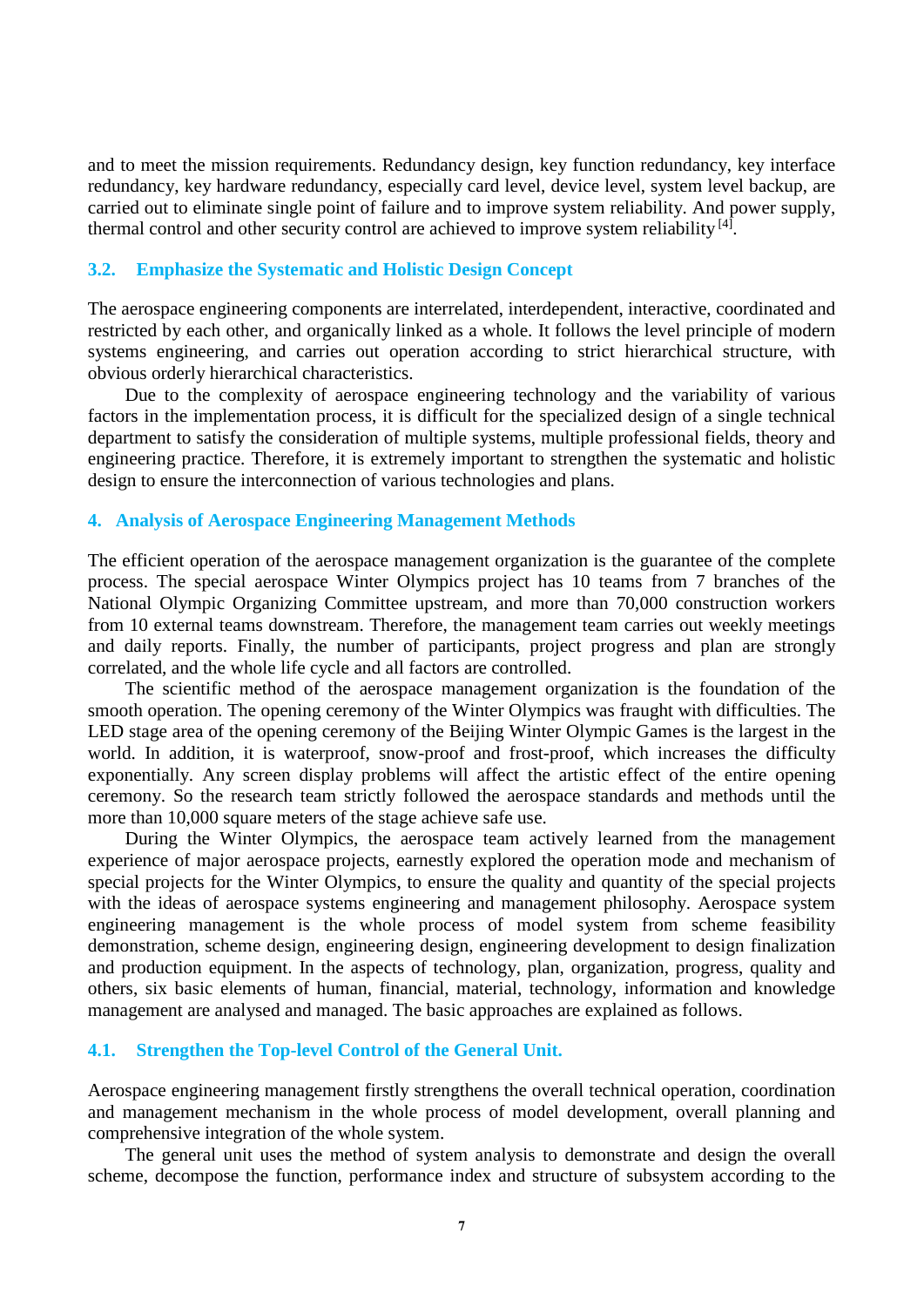and to meet the mission requirements. Redundancy design, key function redundancy, key interface redundancy, key hardware redundancy, especially card level, device level, system level backup, are carried out to eliminate single point of failure and to improve system reliability. And power supply, thermal control and other security control are achieved to improve system reliability [4].

### 3.2. Emphasize the Systematic and Holistic Design Concept

The aerospace engineering components are interrelated, interdependent, interactive, coordinated and restricted by each other, and organically linked as a whole. It follows the level principle of modern systems engineering, and carries out operation according to strict hierarchical structure, with obvious orderly hierarchical characteristics.

Due to the complexity of aerospace engineering technology and the variability of various factors in the implementation process, it is difficult for the specialized design of a single technical department to satisfy the consideration of multiple systems, multiple professional fields, theory and engineering practice. Therefore, it is extremely important to strengthen the systematic and holistic design to ensure the interconnection of various technologies and plans.

## 4. Analysis of Aerospace Engineering Management Methods

The efficient operation of the aerospace management organization is the guarantee of the complete process. The special aerospace Winter Olympics project has 10 teams from 7 branches of the National Olympic Organizing Committee upstream, and more than 70,000 construction workers from 10 external teams downstream. Therefore, the management team carries out weekly meetings and daily reports. Finally, the number of participants, project progress and plan are strongly correlated, and the whole life cycle and all factors are controlled.

The scientific method of the aerospace management organization is the foundation of the smooth operation. The opening ceremony of the Winter Olympics was fraught with difficulties. The LED stage area of the opening ceremony of the Beijing Winter Olympic Games is the largest in the world. In addition, it is waterproof, snow-proof and frost-proof, which increases the difficulty exponentially. Any screen display problems will affect the artistic effect of the entire opening ceremony. So the research team strictly followed the aerospace standards and methods until the more than 10,000 square meters of the stage achieve safe use.

During the Winter Olympics, the aerospace team actively learned from the management experience of major aerospace projects, earnestly explored the operation mode and mechanism of special projects for the Winter Olympics, to ensure the quality and quantity of the special projects with the ideas of aerospace systems engineering and management philosophy. Aerospace system engineering management is the whole process of model system from scheme feasibility demonstration, scheme design, engineering design, engineering development to design finalization and production equipment. In the aspects of technology, plan, organization, progress, quality and others, six basic elements of human, financial, material, technology, information and knowledge management are analysed and managed. The basic approaches are explained as follows.

### 4.1. Strengthen the Top-level Control of the General Unit.

Aerospace engineering management firstly strengthens the overall technical operation, coordination and management mechanism in the whole process of model development, overall planning and comprehensive integration of the whole system.

The general unit uses the method of system analysis to demonstrate and design the overall scheme, decompose the function, performance index and structure of subsystem according to the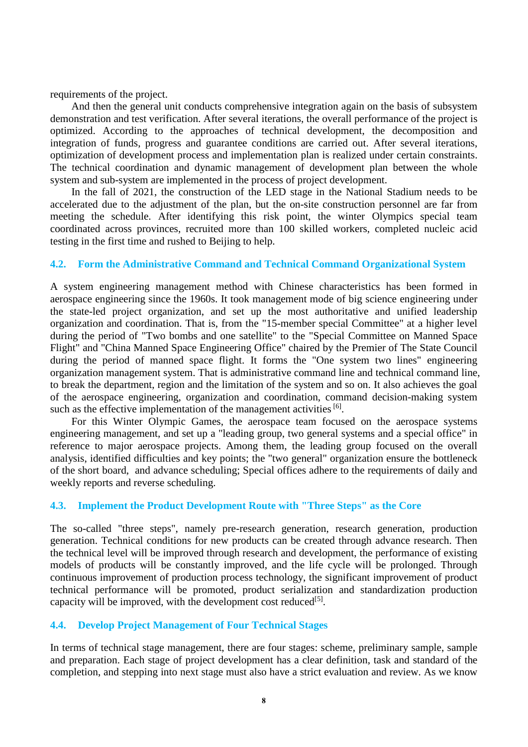requirements of the project.

And then the general unit conducts comprehensive integration again on the basis of subsystem demonstration and test verification. After several iterations, the overall performance of the project is optimized. According to the approaches of technical development, the decomposition and integration of funds, progress and guarantee conditions are carried out. After several iterations, optimization of development process and implementation plan is realized under certain constraints. The technical coordination and dynamic management of development plan between the whole system and sub-system are implemented in the process of project development.

In the fall of 2021, the construction of the LED stage in the National Stadium needs to be accelerated due to the adjustment of the plan, but the on-site construction personnel are far from meeting the schedule. After identifying this risk point, the winter Olympics special team coordinated across provinces, recruited more than 100 skilled workers, completed nucleic acid testing in the first time and rushed to Beijing to help.

### 4.2. Form the Administrative Command and Technical Command Organizational System

A system engineering management method with Chinese characteristics has been formed in aerospace engineering since the 1960s. It took management mode of big science engineering under the state-led project organization, and set up the most authoritative and unified leadership organization and coordination. That is, from the "15-member special Committee" at a higher level during the period of "Two bombs and one satellite" to the "Special Committee on Manned Space Flight" and "China Manned Space Engineering Office" chaired by the Premier of The State Council during the period of manned space flight. It forms the "One system two lines" engineering organization management system. That is administrative command line and technical command line, to break the department, region and the limitation of the system and so on. It also achieves the goal of the aerospace engineering, organization and coordination, command decision-making system such as the effective implementation of the management activities [6].

For this Winter Olympic Games, the aerospace team focused on the aerospace systems engineering management, and set up a "leading group, two general systems and a special office" in reference to major aerospace projects. Among them, the leading group focused on the overall analysis, identified difficulties and key points; the "two general" organization ensure the bottleneck of the short board, and advance scheduling; Special offices adhere to the requirements of daily and weekly reports and reverse scheduling.

### 4.3. Implement the Product Development Route with "Three Steps" as the Core

The so-called "three steps", namely pre-research generation, research generation, production generation. Technical conditions for new products can be created through advance research. Then the technical level will be improved through research and development, the performance of existing models of products will be constantly improved, and the life cycle will be prolonged. Through continuous improvement of production process technology, the significant improvement of product technical performance will be promoted, product serialization and standardization production capacity will be improved, with the development cost reduced[5].

### 4.4. Develop Project Management of Four Technical Stages

In terms of technical stage management, there are four stages: scheme, preliminary sample, sample and preparation. Each stage of project development has a clear definition, task and standard of the completion, and stepping into next stage must also have a strict evaluation and review. As we know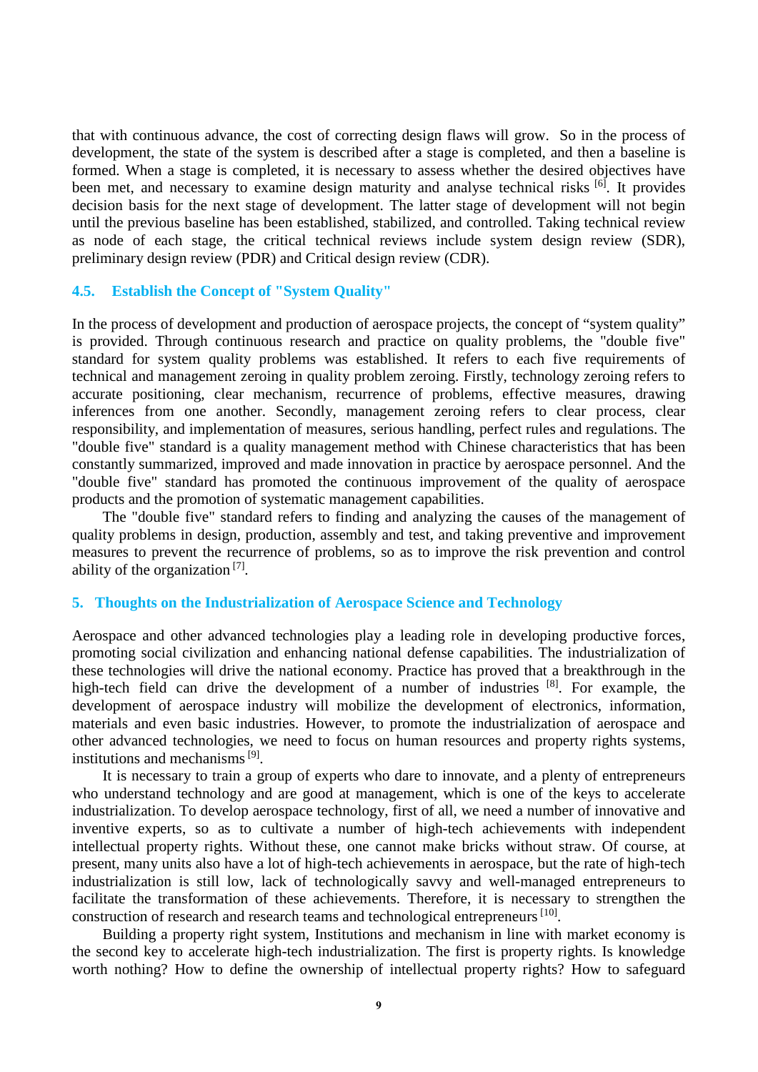that with continuous advance, the cost of correcting design flaws will grow.  So in the process of development, the state of the system is described after a stage is completed, and then a baseline is formed. When a stage is completed, it is necessary to assess whether the desired objectives have been met, and necessary to examine design maturity and analyse technical risks [6]. It provides decision basis for the next stage of development. The latter stage of development will not begin until the previous baseline has been established, stabilized, and controlled. Taking technical review as node of each stage, the critical technical reviews include system design review (SDR), preliminary design review (PDR) and Critical design review (CDR).

### 4.5. Establish the Concept of "System Quality"

In the process of development and production of aerospace projects, the concept of “system quality” is provided. Through continuous research and practice on quality problems, the "double five" standard for system quality problems was established. It refers to each five requirements of technical and management zeroing in quality problem zeroing. Firstly, technology zeroing refers to accurate positioning, clear mechanism, recurrence of problems, effective measures, drawing inferences from one another. Secondly, management zeroing refers to clear process, clear responsibility, and implementation of measures, serious handling, perfect rules and regulations. The "double five" standard is a quality management method with Chinese characteristics that has been constantly summarized, improved and made innovation in practice by aerospace personnel. And the "double five" standard has promoted the continuous improvement of the quality of aerospace products and the promotion of systematic management capabilities.

The "double five" standard refers to finding and analyzing the causes of the management of quality problems in design, production, assembly and test, and taking preventive and improvement measures to prevent the recurrence of problems, so as to improve the risk prevention and control ability of the organization [7].

## 5. Thoughts on the Industrialization of Aerospace Science and Technology

Aerospace and other advanced technologies play a leading role in developing productive forces, promoting social civilization and enhancing national defense capabilities. The industrialization of these technologies will drive the national economy. Practice has proved that a breakthrough in the high-tech field can drive the development of a number of industries [8]. For example, the development of aerospace industry will mobilize the development of electronics, information, materials and even basic industries. However, to promote the industrialization of aerospace and other advanced technologies, we need to focus on human resources and property rights systems, institutions and mechanisms [9].

It is necessary to train a group of experts who dare to innovate, and a plenty of entrepreneurs who understand technology and are good at management, which is one of the keys to accelerate industrialization. To develop aerospace technology, first of all, we need a number of innovative and inventive experts, so as to cultivate a number of high-tech achievements with independent intellectual property rights. Without these, one cannot make bricks without straw. Of course, at present, many units also have a lot of high-tech achievements in aerospace, but the rate of high-tech industrialization is still low, lack of technologically savvy and well-managed entrepreneurs to facilitate the transformation of these achievements. Therefore, it is necessary to strengthen the construction of research and research teams and technological entrepreneurs [10].

Building a property right system, Institutions and mechanism in line with market economy is the second key to accelerate high-tech industrialization. The first is property rights. Is knowledge worth nothing? How to define the ownership of intellectual property rights? How to safeguard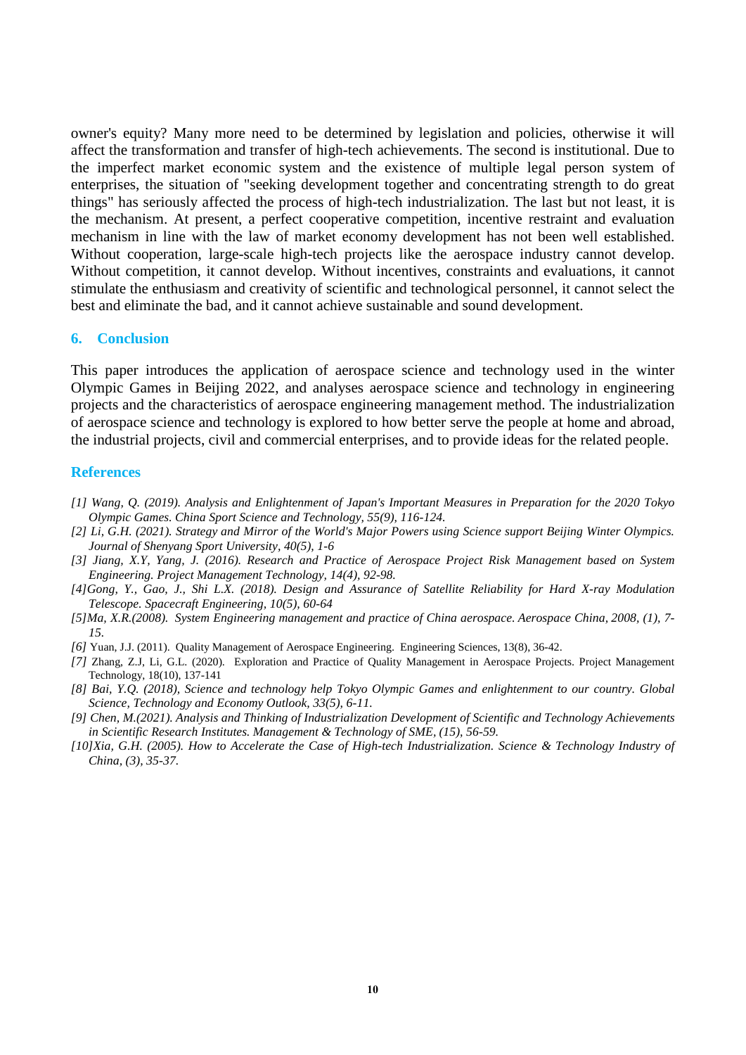owner's equity? Many more need to be determined by legislation and policies, otherwise it will affect the transformation and transfer of high-tech achievements. The second is institutional. Due to the imperfect market economic system and the existence of multiple legal person system of enterprises, the situation of "seeking development together and concentrating strength to do great things" has seriously affected the process of high-tech industrialization. The last but not least, it is the mechanism. At present, a perfect cooperative competition, incentive restraint and evaluation mechanism in line with the law of market economy development has not been well established. Without cooperation, large-scale high-tech projects like the aerospace industry cannot develop. Without competition, it cannot develop. Without incentives, constraints and evaluations, it cannot stimulate the enthusiasm and creativity of scientific and technological personnel, it cannot select the best and eliminate the bad, and it cannot achieve sustainable and sound development.

## 6. Conclusion

This paper introduces the application of aerospace science and technology used in the winter Olympic Games in Beijing 2022, and analyses aerospace science and technology in engineering projects and the characteristics of aerospace engineering management method. The industrialization of aerospace science and technology is explored to how better serve the people at home and abroad, the industrial projects, civil and commercial enterprises, and to provide ideas for the related people.

## References

*[1] Wang, Q. (2019). Analysis and Enlightenment of Japan's Important Measures in Preparation for the 2020 Tokyo Olympic Games. China Sport Science and Technology, 55(9), 116-124.*

*[2] Li, G.H. (2021). Strategy and Mirror of the World's Major Powers using Science support Beijing Winter Olympics. Journal of Shenyang Sport University, 40(5), 1-6*

*[3] Jiang, X.Y, Yang, J. (2016). Research and Practice of Aerospace Project Risk Management based on System Engineering. Project Management Technology, 14(4), 92-98.*

*[4]Gong, Y., Gao, J., Shi L.X. (2018). Design and Assurance of Satellite Reliability for Hard X-ray Modulation Telescope. Spacecraft Engineering, 10(5), 60-64*

*[5]Ma, X.R.(2008). System Engineering management and practice of China aerospace. Aerospace China, 2008, (1), 7-15.*

*[6]* Yuan, J.J. (2011). Quality Management of Aerospace Engineering. Engineering Sciences, 13(8), 36-42.

*[7]* Zhang, Z.J, Li, G.L. (2020). Exploration and Practice of Quality Management in Aerospace Projects. Project Management Technology, 18(10), 137-141

*[8] Bai, Y.Q. (2018), Science and technology help Tokyo Olympic Games and enlightenment to our country. Global Science, Technology and Economy Outlook, 33(5), 6-11.*

*[9] Chen, M.(2021). Analysis and Thinking of Industrialization Development of Scientific and Technology Achievements in Scientific Research Institutes. Management & Technology of SME, (15), 56-59.*

*[10]Xia, G.H. (2005). How to Accelerate the Case of High-tech Industrialization. Science & Technology Industry of China, (3), 35-37.*